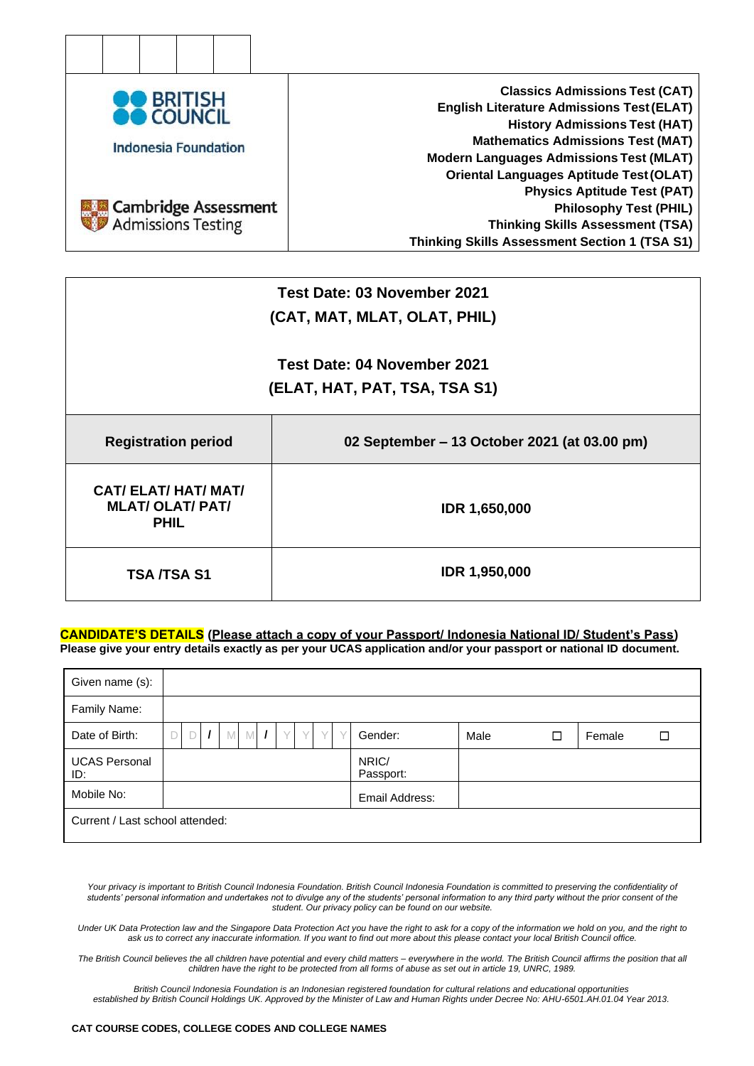| | | | | |
|---|---|---|---|---|
| | | | | |

| BRITISH COUNCIL Indonesia Foundation<br><br>Cambridge Assessment Admissions Testing | **Classics Admissions Test (CAT)**<br>**English Literature Admissions Test (ELAT)**<br>**History Admissions Test (HAT)**<br>**Mathematics Admissions Test (MAT)**<br>**Modern Languages Admissions Test (MLAT)**<br>**Oriental Languages Aptitude Test (OLAT)**<br>**Physics Aptitude Test (PAT)**<br>**Philosophy Test (PHIL)**<br>**Thinking Skills Assessment (TSA)**<br>**Thinking Skills Assessment Section 1 (TSA S1)** |
|---|---|

| **Test Date: 03 November 2021**<br>**(CAT, MAT, MLAT, OLAT, PHIL)**<br><br>**Test Date: 04 November 2021**<br>**(ELAT, HAT, PAT, TSA, TSA S1)** | |
|---|---|
| **Registration period** | **02 September – 13 October 2021 (at 03.00 pm)** |
| **CAT/ ELAT/ HAT/ MAT/ MLAT/ OLAT/ PAT/ PHIL** | **IDR 1,650,000** |
| **TSA /TSA S1** | **IDR 1,950,000** |

**CANDIDATE'S DETAILS** **(Please attach a copy of your Passport/ Indonesia National ID/ Student's Pass)**
**Please give your entry details exactly as per your UCAS application and/or your passport or national ID document.**

| Given name (s): | | | | | |
|---|---|---|---|---|---|
| Family Name: | | | | | |
| Date of Birth: | D D / M M / Y Y Y Y | Gender: | Male ☐ | Female ☐ | |
| UCAS Personal ID: | | NRIC/ Passport: | | | |
| Mobile No: | | Email Address: | | | |
| Current / Last school attended: | | | | | |

*Your privacy is important to British Council Indonesia Foundation. British Council Indonesia Foundation is committed to preserving the confidentiality of students' personal information and undertakes not to divulge any of the students' personal information to any third party without the prior consent of the student. Our privacy policy can be found on our website.*

*Under UK Data Protection law and the Singapore Data Protection Act you have the right to ask for a copy of the information we hold on you, and the right to ask us to correct any inaccurate information. If you want to find out more about this please contact your local British Council office.*

*The British Council believes the all children have potential and every child matters – everywhere in the world. The British Council affirms the position that all children have the right to be protected from all forms of abuse as set out in article 19, UNRC, 1989.*

*British Council Indonesia Foundation is an Indonesian registered foundation for cultural relations and educational opportunities established by British Council Holdings UK. Approved by the Minister of Law and Human Rights under Decree No: AHU-6501.AH.01.04 Year 2013.*

**CAT COURSE CODES, COLLEGE CODES AND COLLEGE NAMES**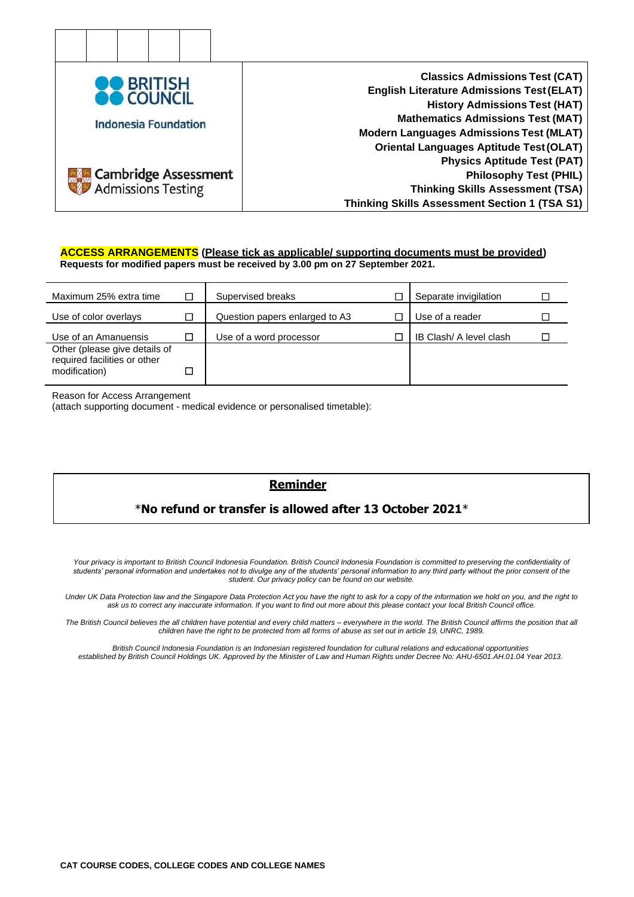| | | | | |
|---|---|---|---|---|
| | | | | |

British Council Indonesia Foundation

Cambridge Assessment Admissions Testing

**Classics Admissions Test (CAT)**
**English Literature Admissions Test (ELAT)**
**History Admissions Test (HAT)**
**Mathematics Admissions Test (MAT)**
**Modern Languages Admissions Test (MLAT)**
**Oriental Languages Aptitude Test (OLAT)**
**Physics Aptitude Test (PAT)**
**Philosophy Test (PHIL)**
**Thinking Skills Assessment (TSA)**
**Thinking Skills Assessment Section 1 (TSA S1)**

**ACCESS ARRANGEMENTS (Please tick as applicable/ supporting documents must be provided)**
**Requests for modified papers must be received by 3.00 pm on 27 September 2021.**

| | | | | | |
|---|---|---|---|---|---|
| Maximum 25% extra time | ☐ | Supervised breaks | ☐ | Separate invigilation | ☐ |
| Use of color overlays | ☐ | Question papers enlarged to A3 | ☐ | Use of a reader | ☐ |
| Use of an Amanuensis | ☐ | Use of a word processor | ☐ | IB Clash/ A level clash | ☐ |
| Other (please give details of required facilities or other modification) | ☐ | | | | |

Reason for Access Arrangement
(attach supporting document - medical evidence or personalised timetable):

## Reminder

*\*No refund or transfer is allowed after 13 October 2021\**

*Your privacy is important to British Council Indonesia Foundation. British Council Indonesia Foundation is committed to preserving the confidentiality of students' personal information and undertakes not to divulge any of the students' personal information to any third party without the prior consent of the student. Our privacy policy can be found on our website.*

*Under UK Data Protection law and the Singapore Data Protection Act you have the right to ask for a copy of the information we hold on you, and the right to ask us to correct any inaccurate information. If you want to find out more about this please contact your local British Council office.*

*The British Council believes the all children have potential and every child matters – everywhere in the world. The British Council affirms the position that all children have the right to be protected from all forms of abuse as set out in article 19, UNRC, 1989.*

*British Council Indonesia Foundation is an Indonesian registered foundation for cultural relations and educational opportunities established by British Council Holdings UK. Approved by the Minister of Law and Human Rights under Decree No: AHU-6501.AH.01.04 Year 2013.*

**CAT COURSE CODES, COLLEGE CODES AND COLLEGE NAMES**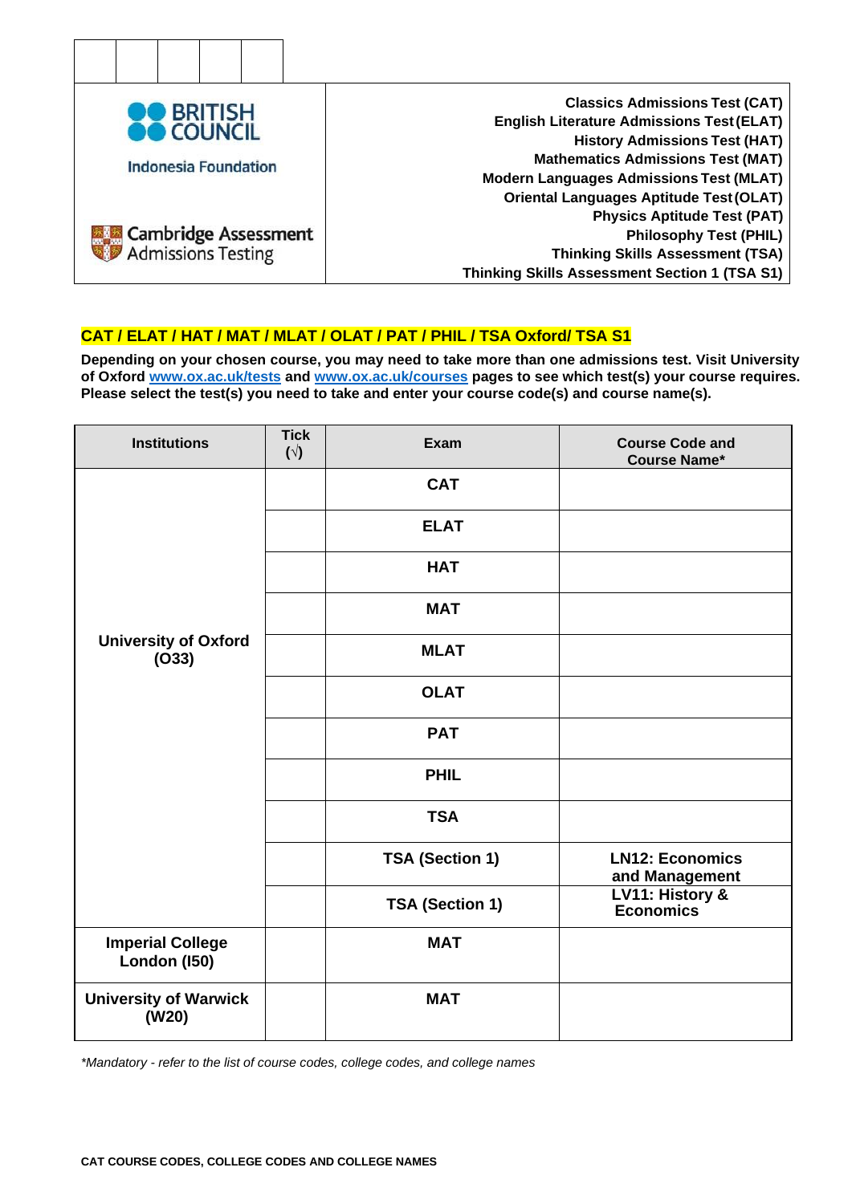| | | | | |
|---|---|---|---|---|
| | | | | |

BRITISH COUNCIL

Indonesia Foundation

Cambridge Assessment Admissions Testing

**Classics Admissions Test (CAT)**
**English Literature Admissions Test (ELAT)**
**History Admissions Test (HAT)**
**Mathematics Admissions Test (MAT)**
**Modern Languages Admissions Test (MLAT)**
**Oriental Languages Aptitude Test (OLAT)**
**Physics Aptitude Test (PAT)**
**Philosophy Test (PHIL)**
**Thinking Skills Assessment (TSA)**
**Thinking Skills Assessment Section 1 (TSA S1)**

## CAT / ELAT / HAT / MAT / MLAT / OLAT / PAT / PHIL / TSA Oxford/ TSA S1

**Depending on your chosen course, you may need to take more than one admissions test. Visit University of Oxford [www.ox.ac.uk/tests](http://www.ox.ac.uk/tests) and [www.ox.ac.uk/courses](http://www.ox.ac.uk/courses) pages to see which test(s) your course requires. Please select the test(s) you need to take and enter your course code(s) and course name(s).**

| Institutions | Tick (√) | Exam | Course Code and Course Name* |
|---|---|---|---|
| University of Oxford (O33) | | CAT | |
| | | ELAT | |
| | | HAT | |
| | | MAT | |
| | | MLAT | |
| | | OLAT | |
| | | PAT | |
| | | PHIL | |
| | | TSA | |
| | | TSA (Section 1) | LN12: Economics and Management |
| | | TSA (Section 1) | LV11: History & Economics |
| Imperial College London (I50) | | MAT | |
| University of Warwick (W20) | | MAT | |

*\*Mandatory - refer to the list of course codes, college codes, and college names*

**CAT COURSE CODES, COLLEGE CODES AND COLLEGE NAMES**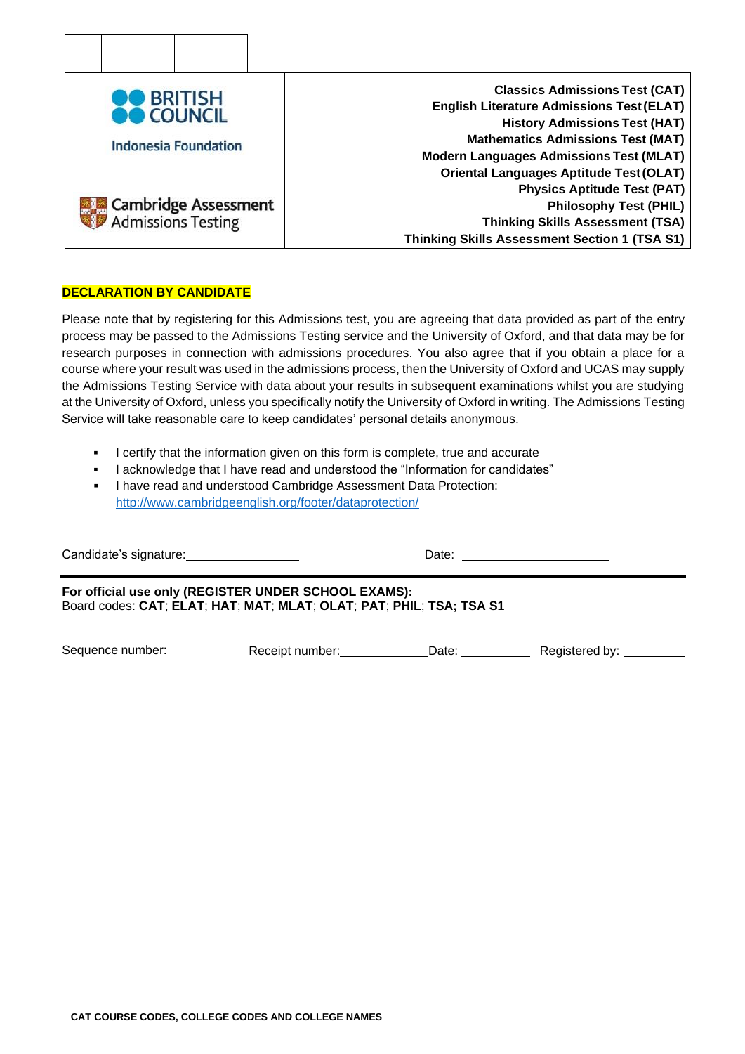| | | | | |
|---|---|---|---|---|
| | | | | |

| BRITISH COUNCIL<br>Indonesia Foundation<br><br>Cambridge Assessment Admissions Testing | **Classics Admissions Test (CAT)**<br>**English Literature Admissions Test (ELAT)**<br>**History Admissions Test (HAT)**<br>**Mathematics Admissions Test (MAT)**<br>**Modern Languages Admissions Test (MLAT)**<br>**Oriental Languages Aptitude Test (OLAT)**<br>**Physics Aptitude Test (PAT)**<br>**Philosophy Test (PHIL)**<br>**Thinking Skills Assessment (TSA)**<br>**Thinking Skills Assessment Section 1 (TSA S1)** |
|---|---|

**DECLARATION BY CANDIDATE**

Please note that by registering for this Admissions test, you are agreeing that data provided as part of the entry process may be passed to the Admissions Testing service and the University of Oxford, and that data may be for research purposes in connection with admissions procedures. You also agree that if you obtain a place for a course where your result was used in the admissions process, then the University of Oxford and UCAS may supply the Admissions Testing Service with data about your results in subsequent examinations whilst you are studying at the University of Oxford, unless you specifically notify the University of Oxford in writing. The Admissions Testing Service will take reasonable care to keep candidates' personal details anonymous.

- I certify that the information given on this form is complete, true and accurate
- I acknowledge that I have read and understood the "Information for candidates"
- I have read and understood Cambridge Assessment Data Protection: http://www.cambridgeenglish.org/footer/dataprotection/

Candidate's signature: ________________ Date: ____________________

**For official use only (REGISTER UNDER SCHOOL EXAMS):**
Board codes: **CAT**; **ELAT**; **HAT**; **MAT**; **MLAT**; **OLAT**; **PAT**; **PHIL**; **TSA; TSA S1**

Sequence number: __________ Receipt number: ____________ Date: __________ Registered by: _________

**CAT COURSE CODES, COLLEGE CODES AND COLLEGE NAMES**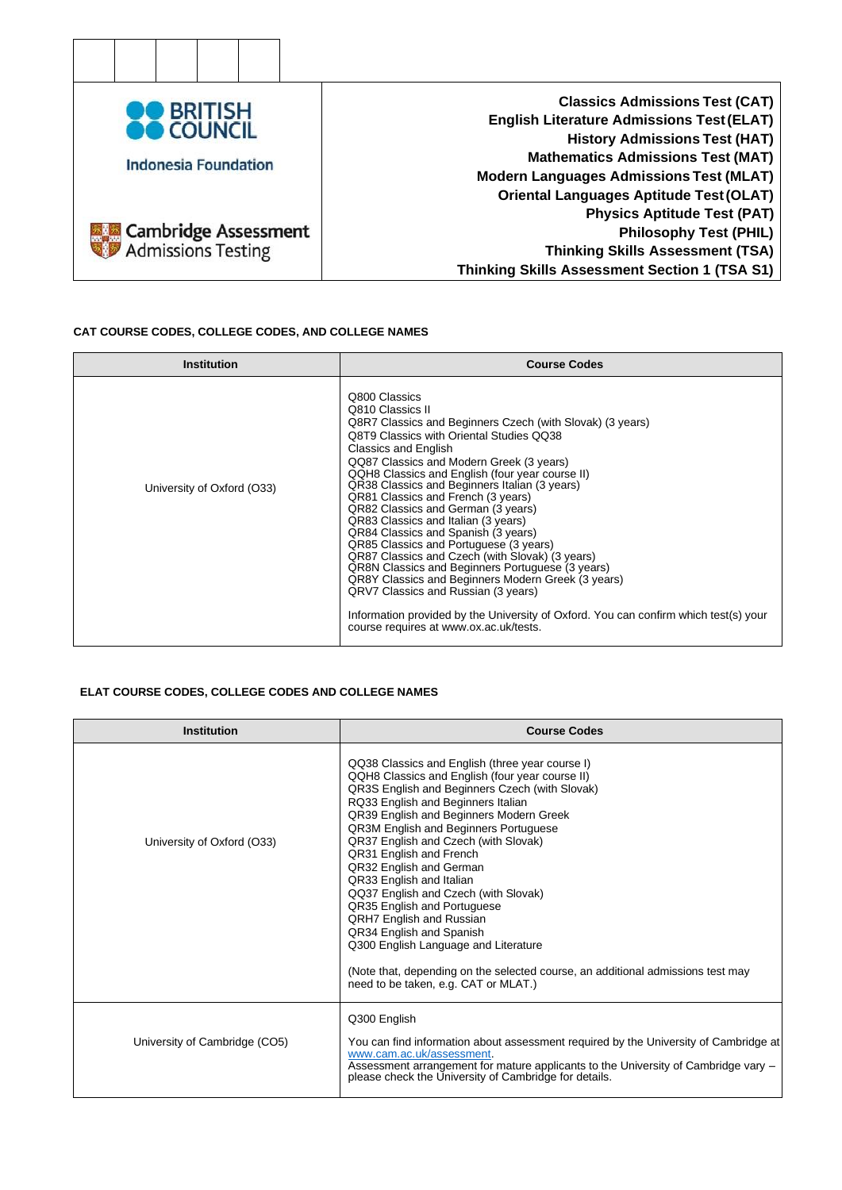| | |
|---|---|
| BRITISH COUNCIL<br>Indonesia Foundation<br><br>Cambridge Assessment Admissions Testing | **Classics Admissions Test (CAT)**<br>**English Literature Admissions Test (ELAT)**<br>**History Admissions Test (HAT)**<br>**Mathematics Admissions Test (MAT)**<br>**Modern Languages Admissions Test (MLAT)**<br>**Oriental Languages Aptitude Test (OLAT)**<br>**Physics Aptitude Test (PAT)**<br>**Philosophy Test (PHIL)**<br>**Thinking Skills Assessment (TSA)**<br>**Thinking Skills Assessment Section 1 (TSA S1)** |

### CAT COURSE CODES, COLLEGE CODES, AND COLLEGE NAMES

| Institution | Course Codes |
|---|---|
| University of Oxford (O33) | Q800 Classics<br>Q810 Classics II<br>Q8R7 Classics and Beginners Czech (with Slovak) (3 years)<br>Q8T9 Classics with Oriental Studies QQ38<br>Classics and English<br>QQ87 Classics and Modern Greek (3 years)<br>QQH8 Classics and English (four year course II)<br>QR38 Classics and Beginners Italian (3 years)<br>QR81 Classics and French (3 years)<br>QR82 Classics and German (3 years)<br>QR83 Classics and Italian (3 years)<br>QR84 Classics and Spanish (3 years)<br>QR85 Classics and Portuguese (3 years)<br>QR87 Classics and Czech (with Slovak) (3 years)<br>QR8N Classics and Beginners Portuguese (3 years)<br>QR8Y Classics and Beginners Modern Greek (3 years)<br>QRV7 Classics and Russian (3 years)<br><br>Information provided by the University of Oxford. You can confirm which test(s) your course requires at www.ox.ac.uk/tests. |

### ELAT COURSE CODES, COLLEGE CODES AND COLLEGE NAMES

| Institution | Course Codes |
|---|---|
| University of Oxford (O33) | QQ38 Classics and English (three year course I)<br>QQH8 Classics and English (four year course II)<br>QR3S English and Beginners Czech (with Slovak)<br>RQ33 English and Beginners Italian<br>QR39 English and Beginners Modern Greek<br>QR3M English and Beginners Portuguese<br>QR37 English and Czech (with Slovak)<br>QR31 English and French<br>QR32 English and German<br>QR33 English and Italian<br>QQ37 English and Czech (with Slovak)<br>QR35 English and Portuguese<br>QRH7 English and Russian<br>QR34 English and Spanish<br>Q300 English Language and Literature<br><br>(Note that, depending on the selected course, an additional admissions test may need to be taken, e.g. CAT or MLAT.) |
| University of Cambridge (CO5) | Q300 English<br><br>You can find information about assessment required by the University of Cambridge at www.cam.ac.uk/assessment.<br>Assessment arrangement for mature applicants to the University of Cambridge vary – please check the University of Cambridge for details. |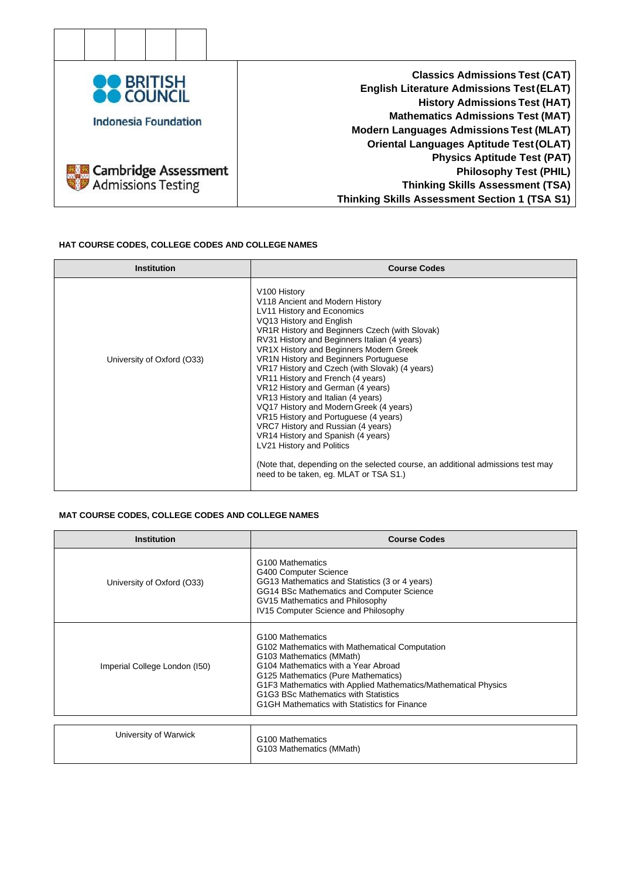| | |
|---|---|
| BRITISH COUNCIL<br>Indonesia Foundation<br><br>Cambridge Assessment Admissions Testing | **Classics Admissions Test (CAT)**<br>**English Literature Admissions Test (ELAT)**<br>**History Admissions Test (HAT)**<br>**Mathematics Admissions Test (MAT)**<br>**Modern Languages Admissions Test (MLAT)**<br>**Oriental Languages Aptitude Test (OLAT)**<br>**Physics Aptitude Test (PAT)**<br>**Philosophy Test (PHIL)**<br>**Thinking Skills Assessment (TSA)**<br>**Thinking Skills Assessment Section 1 (TSA S1)** |

**HAT COURSE CODES, COLLEGE CODES AND COLLEGE NAMES**

| Institution | Course Codes |
|---|---|
| University of Oxford (O33) | V100 History<br>V118 Ancient and Modern History<br>LV11 History and Economics<br>VQ13 History and English<br>VR1R History and Beginners Czech (with Slovak)<br>RV31 History and Beginners Italian (4 years)<br>VR1X History and Beginners Modern Greek<br>VR1N History and Beginners Portuguese<br>VR17 History and Czech (with Slovak) (4 years)<br>VR11 History and French (4 years)<br>VR12 History and German (4 years)<br>VR13 History and Italian (4 years)<br>VQ17 History and Modern Greek (4 years)<br>VR15 History and Portuguese (4 years)<br>VRC7 History and Russian (4 years)<br>VR14 History and Spanish (4 years)<br>LV21 History and Politics<br><br>(Note that, depending on the selected course, an additional admissions test may need to be taken, eg. MLAT or TSA S1.) |

**MAT COURSE CODES, COLLEGE CODES AND COLLEGE NAMES**

| Institution | Course Codes |
|---|---|
| University of Oxford (O33) | G100 Mathematics<br>G400 Computer Science<br>GG13 Mathematics and Statistics (3 or 4 years)<br>GG14 BSc Mathematics and Computer Science<br>GV15 Mathematics and Philosophy<br>IV15 Computer Science and Philosophy |
| Imperial College London (I50) | G100 Mathematics<br>G102 Mathematics with Mathematical Computation<br>G103 Mathematics (MMath)<br>G104 Mathematics with a Year Abroad<br>G125 Mathematics (Pure Mathematics)<br>G1F3 Mathematics with Applied Mathematics/Mathematical Physics<br>G1G3 BSc Mathematics with Statistics<br>G1GH Mathematics with Statistics for Finance |
| University of Warwick | G100 Mathematics<br>G103 Mathematics (MMath) |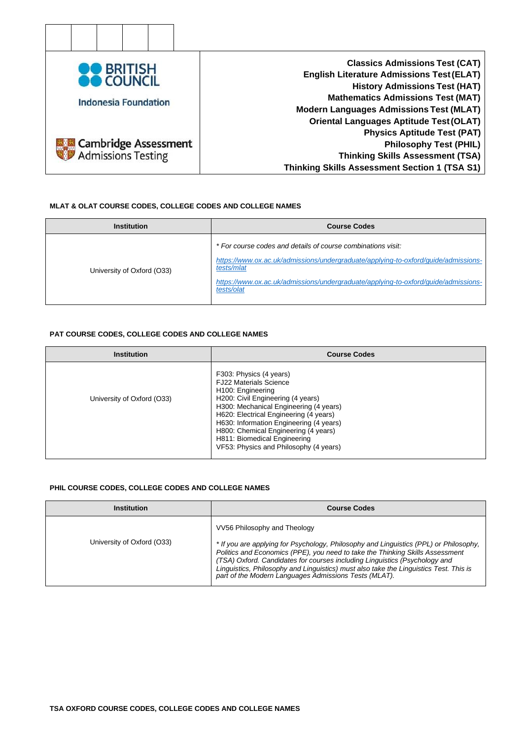| | |
|---|---|
| BRITISH COUNCIL Indonesia Foundation<br><br>Cambridge Assessment Admissions Testing | **Classics Admissions Test (CAT)**<br>**English Literature Admissions Test (ELAT)**<br>**History Admissions Test (HAT)**<br>**Mathematics Admissions Test (MAT)**<br>**Modern Languages Admissions Test (MLAT)**<br>**Oriental Languages Aptitude Test (OLAT)**<br>**Physics Aptitude Test (PAT)**<br>**Philosophy Test (PHIL)**<br>**Thinking Skills Assessment (TSA)**<br>**Thinking Skills Assessment Section 1 (TSA S1)** |

**MLAT & OLAT COURSE CODES, COLLEGE CODES AND COLLEGE NAMES**

| Institution | Course Codes |
|---|---|
| University of Oxford (O33) | *\* For course codes and details of course combinations visit:*<br><br>*https://www.ox.ac.uk/admissions/undergraduate/applying-to-oxford/guide/admissions-tests/mlat*<br><br>*https://www.ox.ac.uk/admissions/undergraduate/applying-to-oxford/guide/admissions-tests/olat* |

**PAT COURSE CODES, COLLEGE CODES AND COLLEGE NAMES**

| Institution | Course Codes |
|---|---|
| University of Oxford (O33) | F303: Physics (4 years)<br>FJ22 Materials Science<br>H100: Engineering<br>H200: Civil Engineering (4 years)<br>H300: Mechanical Engineering (4 years)<br>H620: Electrical Engineering (4 years)<br>H630: Information Engineering (4 years)<br>H800: Chemical Engineering (4 years)<br>H811: Biomedical Engineering<br>VF53: Physics and Philosophy (4 years) |

**PHIL COURSE CODES, COLLEGE CODES AND COLLEGE NAMES**

| Institution | Course Codes |
|---|---|
| University of Oxford (O33) | VV56 Philosophy and Theology<br><br>*\* If you are applying for Psychology, Philosophy and Linguistics (PPL) or Philosophy, Politics and Economics (PPE), you need to take the Thinking Skills Assessment (TSA) Oxford. Candidates for courses including Linguistics (Psychology and Linguistics, Philosophy and Linguistics) must also take the Linguistics Test. This is part of the Modern Languages Admissions Tests (MLAT).* |

**TSA OXFORD COURSE CODES, COLLEGE CODES AND COLLEGE NAMES**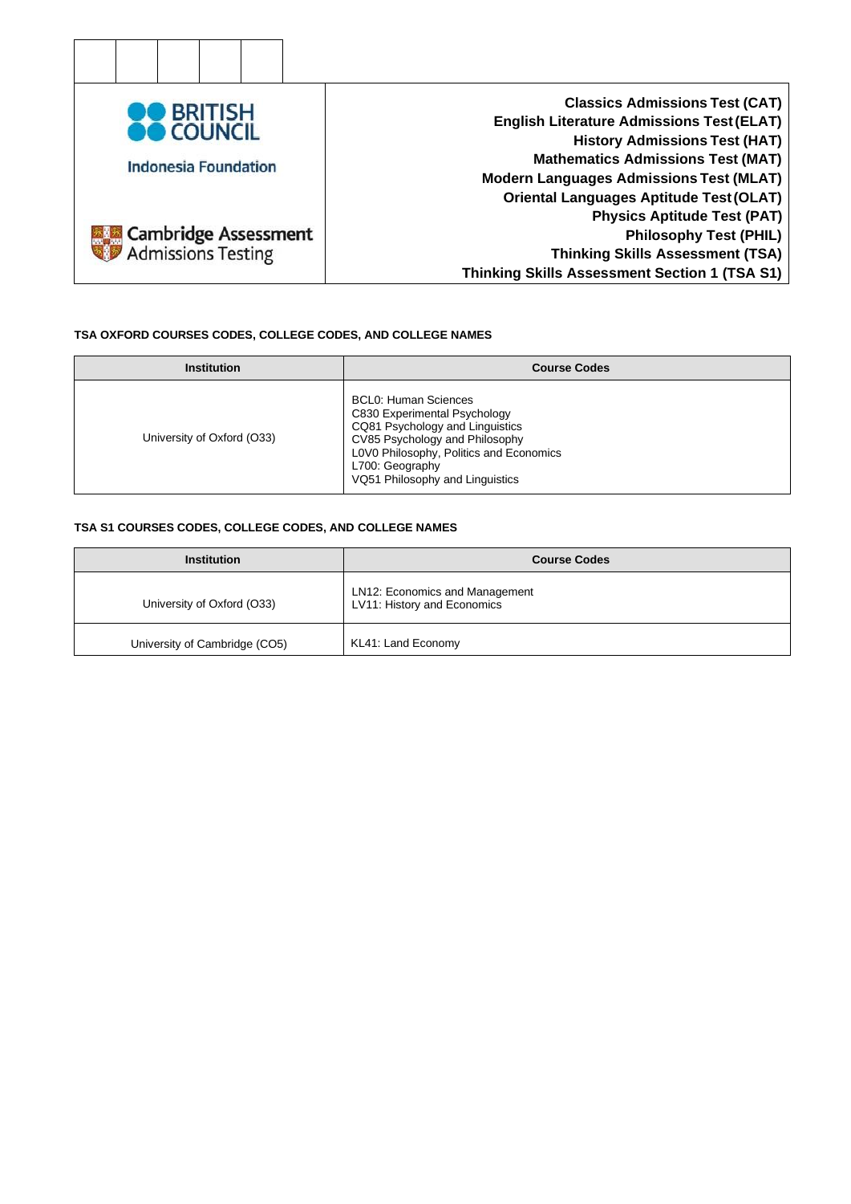| | |
|---|---|
| BRITISH COUNCIL<br>Indonesia Foundation<br><br>Cambridge Assessment Admissions Testing | **Classics Admissions Test (CAT)**<br>**English Literature Admissions Test (ELAT)**<br>**History Admissions Test (HAT)**<br>**Mathematics Admissions Test (MAT)**<br>**Modern Languages Admissions Test (MLAT)**<br>**Oriental Languages Aptitude Test (OLAT)**<br>**Physics Aptitude Test (PAT)**<br>**Philosophy Test (PHIL)**<br>**Thinking Skills Assessment (TSA)**<br>**Thinking Skills Assessment Section 1 (TSA S1)** |

**TSA OXFORD COURSES CODES, COLLEGE CODES, AND COLLEGE NAMES**

| Institution | Course Codes |
|---|---|
| University of Oxford (O33) | BCL0: Human Sciences<br>C830 Experimental Psychology<br>CQ81 Psychology and Linguistics<br>CV85 Psychology and Philosophy<br>L0V0 Philosophy, Politics and Economics<br>L700: Geography<br>VQ51 Philosophy and Linguistics |

**TSA S1 COURSES CODES, COLLEGE CODES, AND COLLEGE NAMES**

| Institution | Course Codes |
|---|---|
| University of Oxford (O33) | LN12: Economics and Management<br>LV11: History and Economics |
| University of Cambridge (CO5) | KL41: Land Economy |